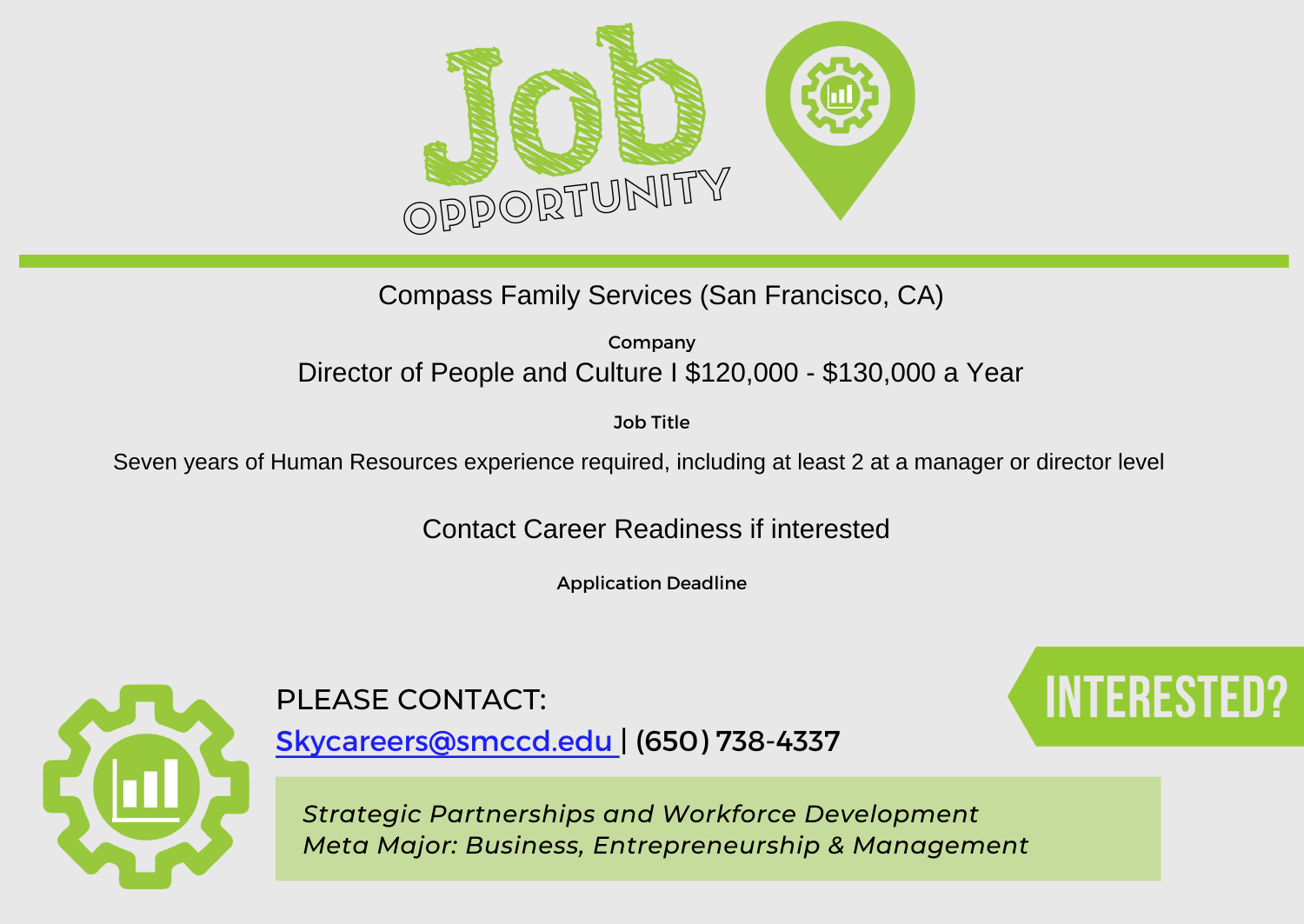# Job OPPORTUNITY

Compass Family Services (San Francisco, CA)

Company

Director of People and Culture I $120,000 - $130,000 a Year

Job Title

Seven years of Human Resources experience required, including at least 2 at a manager or director level

Contact Career Readiness if interested

Application Deadline

PLEASE CONTACT:

Skycareers@smccd.edu | (650) 738-4337

INTERESTED?

*Strategic Partnerships and Workforce Development*
*Meta Major: Business, Entrepreneurship & Management*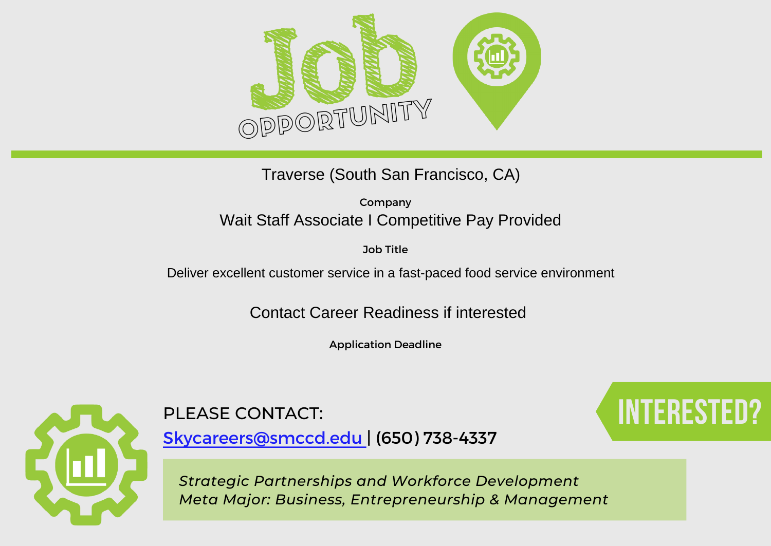# Job OPPORTUNITY

Traverse (South San Francisco, CA)

Company

Wait Staff Associate I Competitive Pay Provided

Job Title

Deliver excellent customer service in a fast-paced food service environment

Contact Career Readiness if interested

Application Deadline

PLEASE CONTACT:

[Skycareers@smccd.edu](mailto:Skycareers@smccd.edu) | (650) 738-4337

INTERESTED?

*Strategic Partnerships and Workforce Development*
*Meta Major: Business, Entrepreneurship & Management*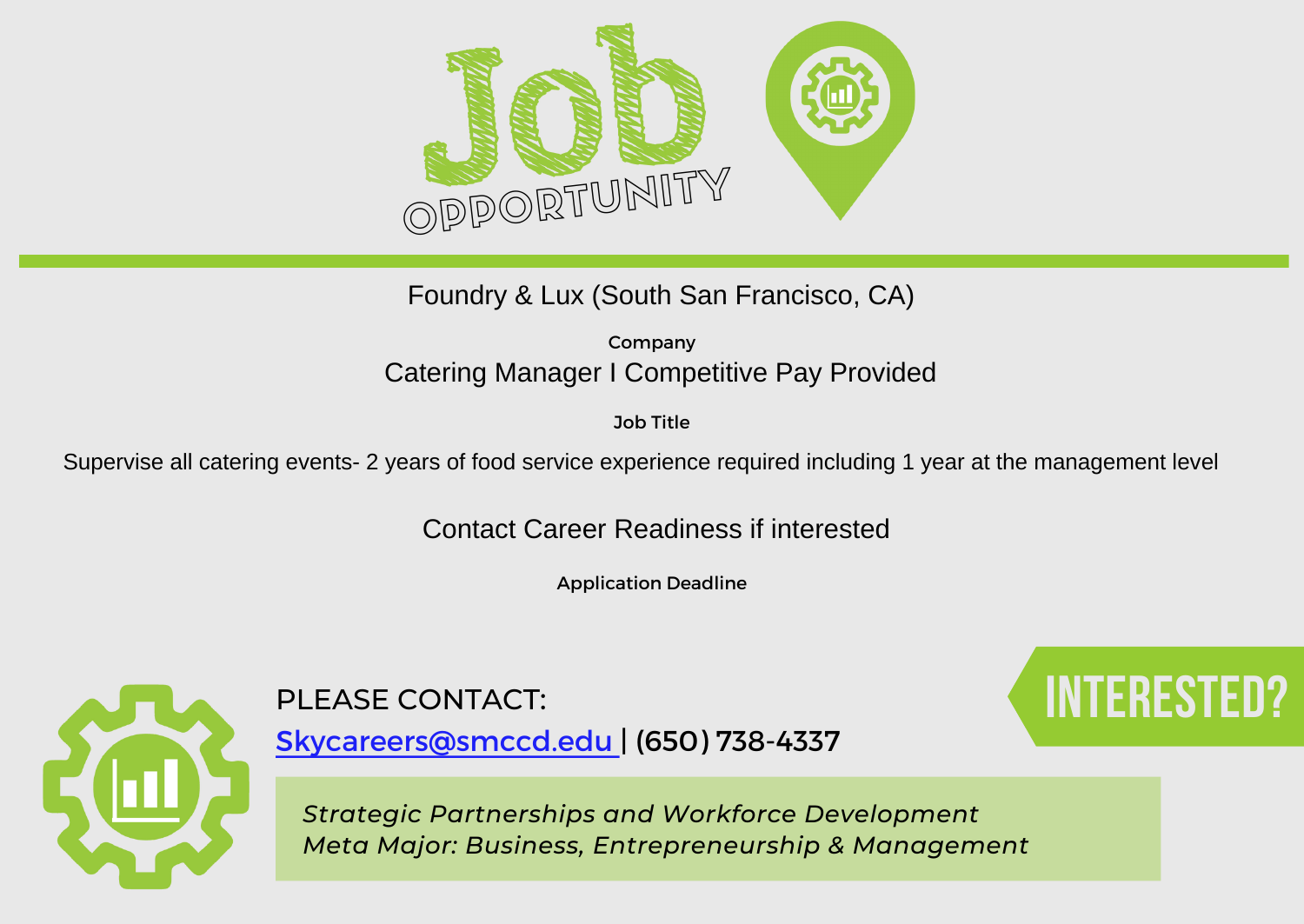# Job Opportunity

Foundry & Lux (South San Francisco, CA)

**Company**

Catering Manager I Competitive Pay Provided

**Job Title**

Supervise all catering events- 2 years of food service experience required including 1 year at the management level

Contact Career Readiness if interested

**Application Deadline**

PLEASE CONTACT:

Skycareers@smccd.edu | (650) 738-4337

**INTERESTED?**

*Strategic Partnerships and Workforce Development*
*Meta Major: Business, Entrepreneurship & Management*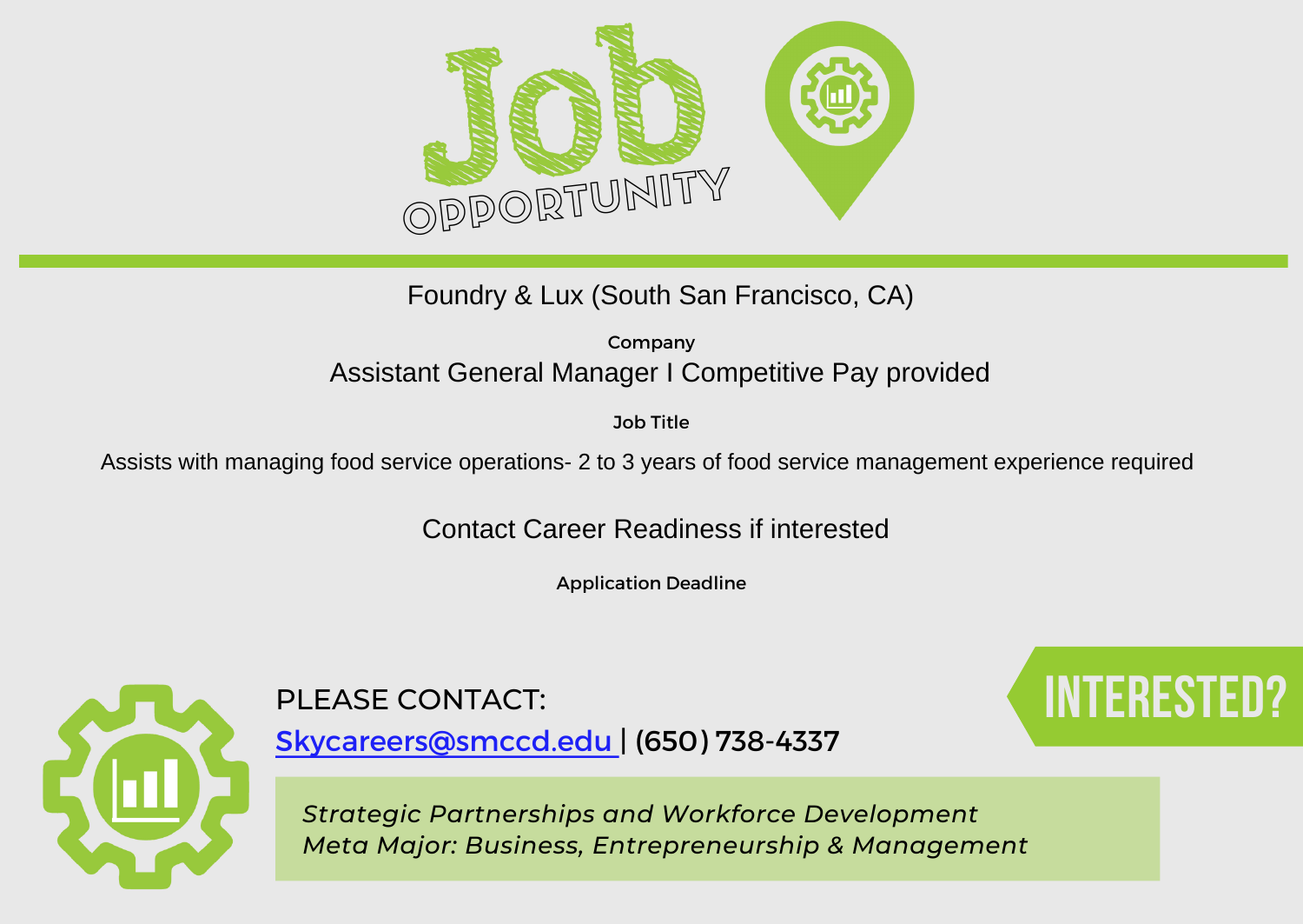# Job Opportunity

Foundry & Lux (South San Francisco, CA)

Company

Assistant General Manager I Competitive Pay provided

Job Title

Assists with managing food service operations- 2 to 3 years of food service management experience required

Contact Career Readiness if interested

Application Deadline

PLEASE CONTACT:

Skycareers@smccd.edu | (650) 738-4337

INTERESTED?

*Strategic Partnerships and Workforce Development*
*Meta Major: Business, Entrepreneurship & Management*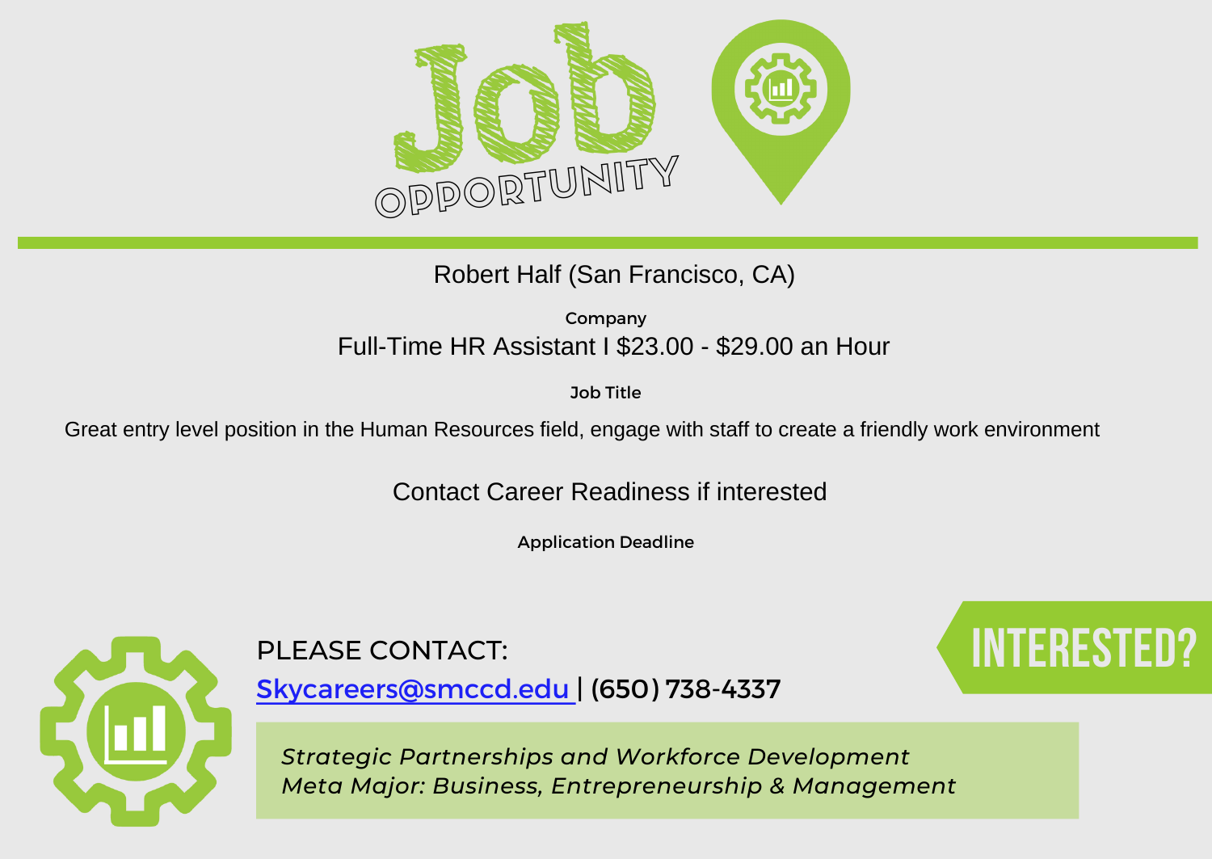# Job OPPORTUNITY

Robert Half (San Francisco, CA)

Company

Full-Time HR Assistant I $23.00 - $29.00 an Hour

Job Title

Great entry level position in the Human Resources field, engage with staff to create a friendly work environment

Contact Career Readiness if interested

Application Deadline

PLEASE CONTACT:

Skycareers@smccd.edu | (650) 738-4337

**INTERESTED?**

*Strategic Partnerships and Workforce Development*
*Meta Major: Business, Entrepreneurship & Management*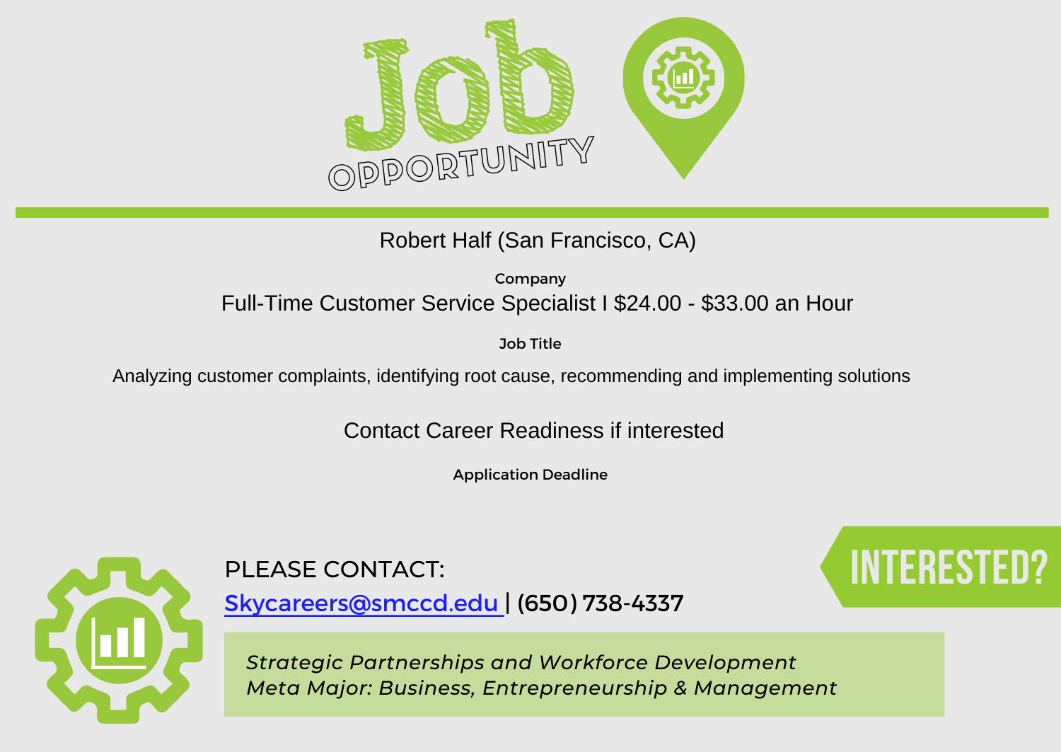# Job Opportunity

Robert Half (San Francisco, CA)

**Company**

Full-Time Customer Service Specialist I $24.00 - $33.00 an Hour

**Job Title**

Analyzing customer complaints, identifying root cause, recommending and implementing solutions

Contact Career Readiness if interested

**Application Deadline**

PLEASE CONTACT:

Skycareers@smccd.edu | (650) 738-4337

**INTERESTED?**

*Strategic Partnerships and Workforce Development*
*Meta Major: Business, Entrepreneurship & Management*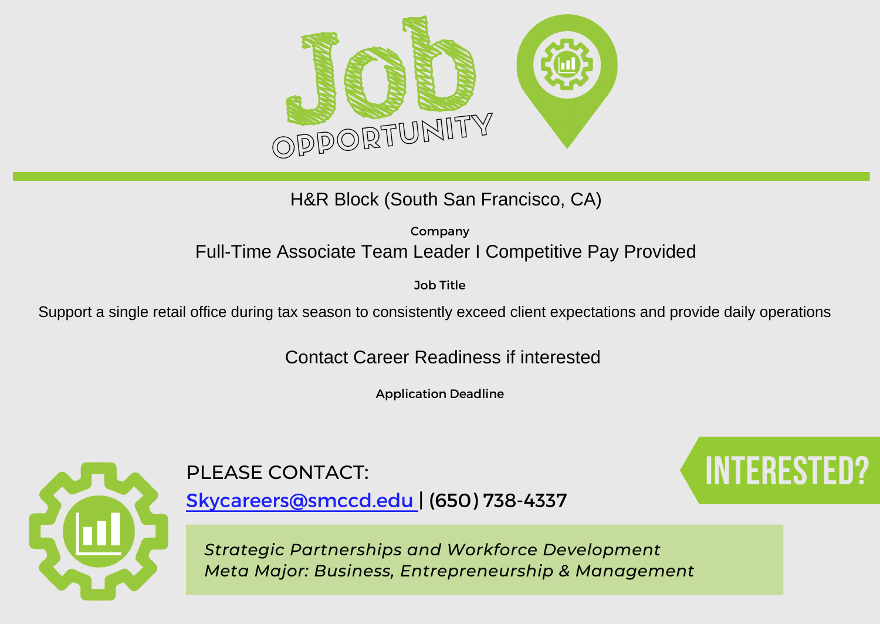# Job OPPORTUNITY

H&R Block (South San Francisco, CA)

Company

Full-Time Associate Team Leader I Competitive Pay Provided

Job Title

Support a single retail office during tax season to consistently exceed client expectations and provide daily operations

Contact Career Readiness if interested

Application Deadline

PLEASE CONTACT:

Skycareers@smccd.edu | (650) 738-4337

INTERESTED?

*Strategic Partnerships and Workforce Development*
*Meta Major: Business, Entrepreneurship & Management*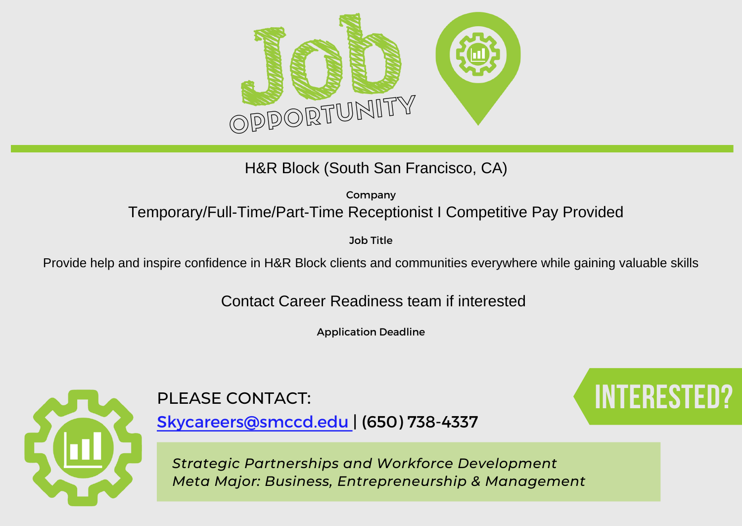# Job Opportunity

H&R Block (South San Francisco, CA)

Company

Temporary/Full-Time/Part-Time Receptionist I Competitive Pay Provided

Job Title

Provide help and inspire confidence in H&R Block clients and communities everywhere while gaining valuable skills

Contact Career Readiness team if interested

Application Deadline

**INTERESTED?**

PLEASE CONTACT:

Skycareers@smccd.edu | (650) 738-4337

*Strategic Partnerships and Workforce Development*
*Meta Major: Business, Entrepreneurship & Management*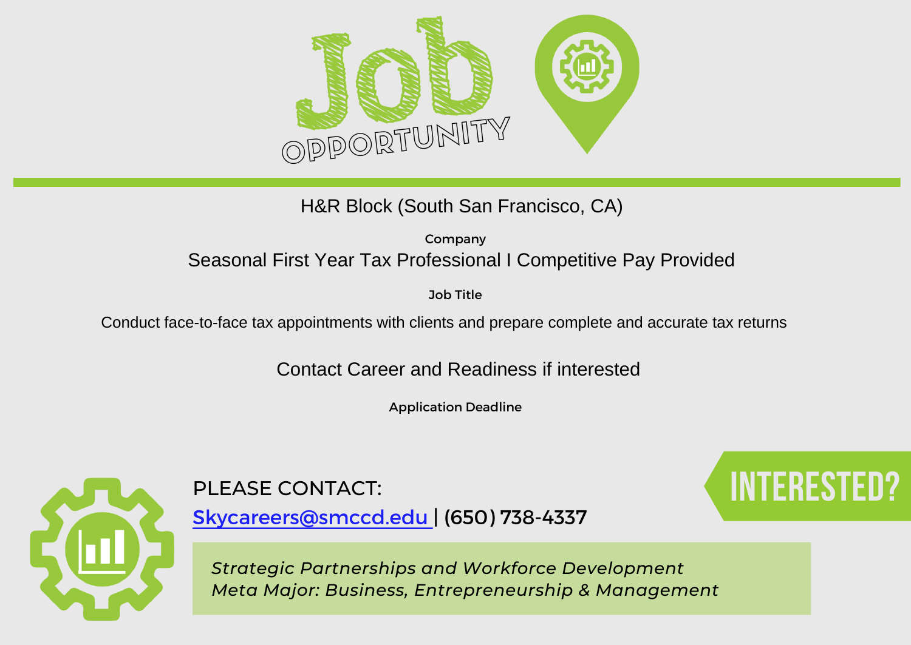# Job OPPORTUNITY

H&R Block (South San Francisco, CA)

Company

Seasonal First Year Tax Professional I Competitive Pay Provided

Job Title

Conduct face-to-face tax appointments with clients and prepare complete and accurate tax returns

Contact Career and Readiness if interested

Application Deadline

**INTERESTED?**

PLEASE CONTACT:

Skycareers@smccd.edu | (650) 738-4337

*Strategic Partnerships and Workforce Development*
*Meta Major: Business, Entrepreneurship & Management*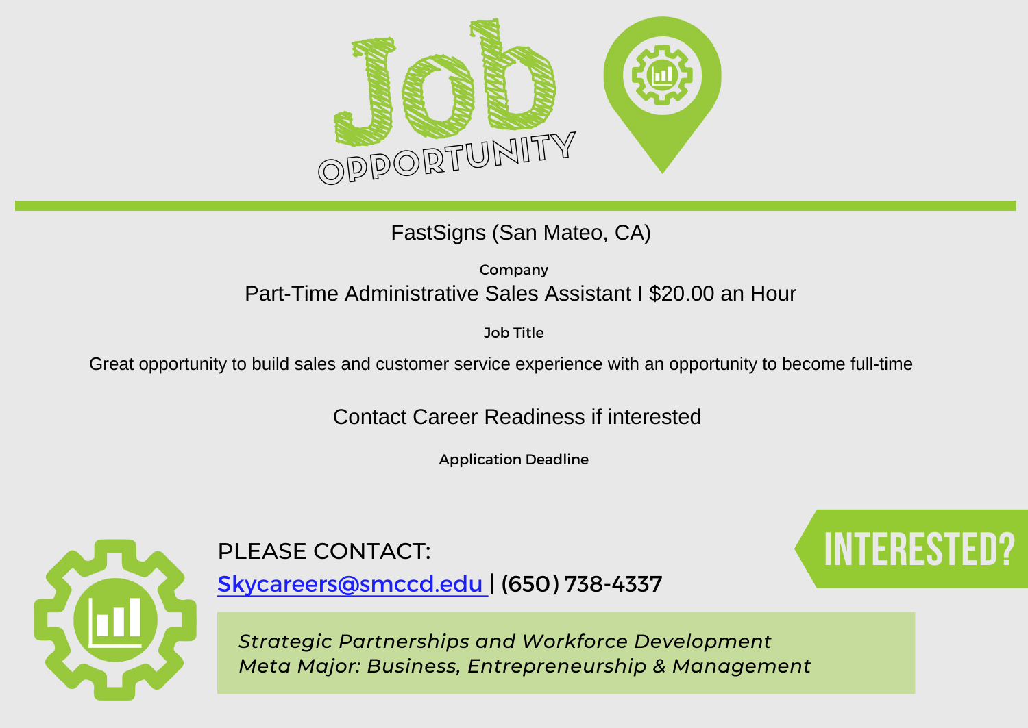# Job OPPORTUNITY

FastSigns (San Mateo, CA)

Company

Part-Time Administrative Sales Assistant I $20.00 an Hour

Job Title

Great opportunity to build sales and customer service experience with an opportunity to become full-time

Contact Career Readiness if interested

Application Deadline

PLEASE CONTACT:

Skycareers@smccd.edu | (650) 738-4337

INTERESTED?

*Strategic Partnerships and Workforce Development*
*Meta Major: Business, Entrepreneurship & Management*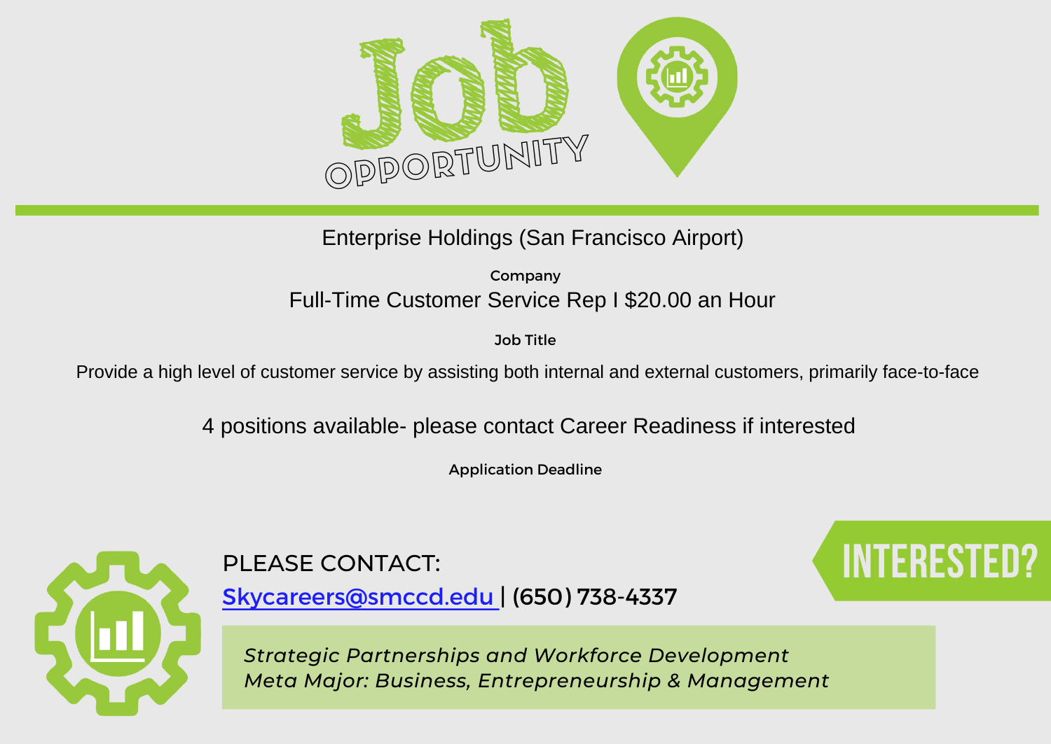# Job OPPORTUNITY

Enterprise Holdings (San Francisco Airport)

Company

Full-Time Customer Service Rep I $20.00 an Hour

Job Title

Provide a high level of customer service by assisting both internal and external customers, primarily face-to-face

4 positions available- please contact Career Readiness if interested

Application Deadline

INTERESTED?

PLEASE CONTACT:

Skycareers@smccd.edu | (650) 738-4337

*Strategic Partnerships and Workforce Development*
*Meta Major: Business, Entrepreneurship & Management*